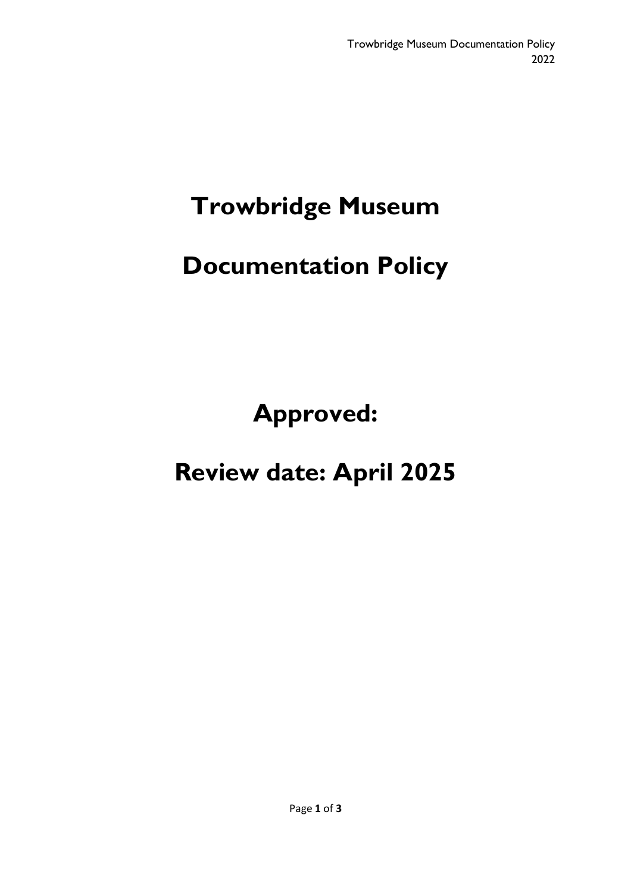# Trowbridge Museum

# Documentation Policy

# Approved:

# Review date: April 2025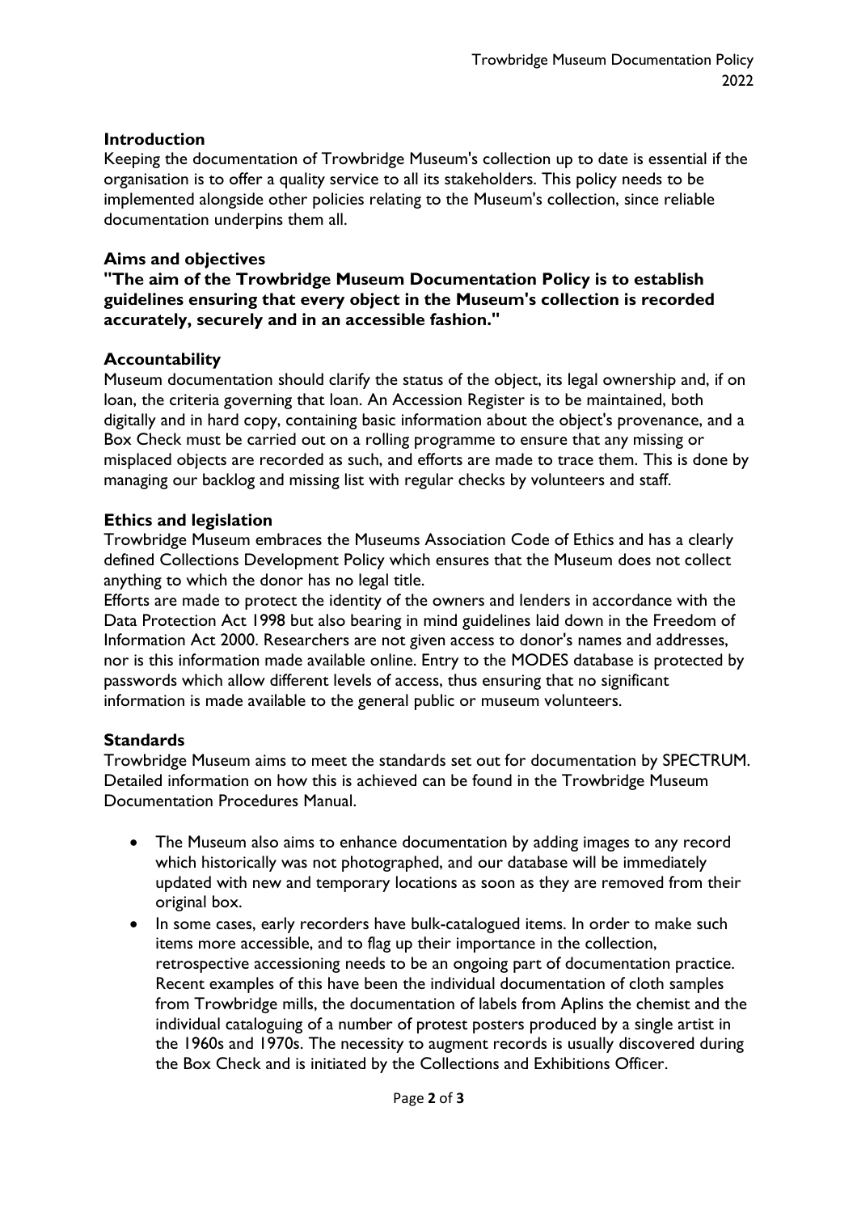## Introduction

Keeping the documentation of Trowbridge Museum's collection up to date is essential if the organisation is to offer a quality service to all its stakeholders. This policy needs to be implemented alongside other policies relating to the Museum's collection, since reliable documentation underpins them all.

## Aims and objectives

**"The aim of the Trowbridge Museum Documentation Policy is to establish guidelines ensuring that every object in the Museum's collection is recorded accurately, securely and in an accessible fashion."**

## Accountability

Museum documentation should clarify the status of the object, its legal ownership and, if on loan, the criteria governing that loan. An Accession Register is to be maintained, both digitally and in hard copy, containing basic information about the object's provenance, and a Box Check must be carried out on a rolling programme to ensure that any missing or misplaced objects are recorded as such, and efforts are made to trace them. This is done by managing our backlog and missing list with regular checks by volunteers and staff.

## Ethics and legislation

Trowbridge Museum embraces the Museums Association Code of Ethics and has a clearly defined Collections Development Policy which ensures that the Museum does not collect anything to which the donor has no legal title.

Efforts are made to protect the identity of the owners and lenders in accordance with the Data Protection Act 1998 but also bearing in mind guidelines laid down in the Freedom of Information Act 2000. Researchers are not given access to donor's names and addresses, nor is this information made available online. Entry to the MODES database is protected by passwords which allow different levels of access, thus ensuring that no significant information is made available to the general public or museum volunteers.

## Standards

Trowbridge Museum aims to meet the standards set out for documentation by SPECTRUM. Detailed information on how this is achieved can be found in the Trowbridge Museum Documentation Procedures Manual.

- The Museum also aims to enhance documentation by adding images to any record which historically was not photographed, and our database will be immediately updated with new and temporary locations as soon as they are removed from their original box.
- In some cases, early recorders have bulk-catalogued items. In order to make such items more accessible, and to flag up their importance in the collection, retrospective accessioning needs to be an ongoing part of documentation practice. Recent examples of this have been the individual documentation of cloth samples from Trowbridge mills, the documentation of labels from Aplins the chemist and the individual cataloguing of a number of protest posters produced by a single artist in the 1960s and 1970s. The necessity to augment records is usually discovered during the Box Check and is initiated by the Collections and Exhibitions Officer.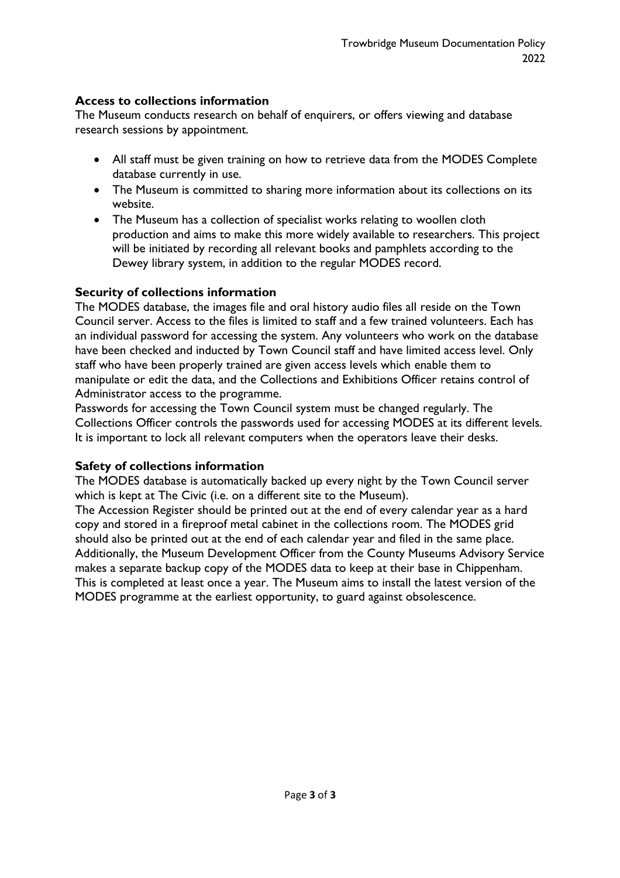## Access to collections information

The Museum conducts research on behalf of enquirers, or offers viewing and database research sessions by appointment.

- All staff must be given training on how to retrieve data from the MODES Complete database currently in use.
- The Museum is committed to sharing more information about its collections on its website.
- The Museum has a collection of specialist works relating to woollen cloth production and aims to make this more widely available to researchers. This project will be initiated by recording all relevant books and pamphlets according to the Dewey library system, in addition to the regular MODES record.

## Security of collections information

The MODES database, the images file and oral history audio files all reside on the Town Council server. Access to the files is limited to staff and a few trained volunteers. Each has an individual password for accessing the system. Any volunteers who work on the database have been checked and inducted by Town Council staff and have limited access level. Only staff who have been properly trained are given access levels which enable them to manipulate or edit the data, and the Collections and Exhibitions Officer retains control of Administrator access to the programme.

Passwords for accessing the Town Council system must be changed regularly. The Collections Officer controls the passwords used for accessing MODES at its different levels. It is important to lock all relevant computers when the operators leave their desks.

## Safety of collections information

The MODES database is automatically backed up every night by the Town Council server which is kept at The Civic (i.e. on a different site to the Museum).

The Accession Register should be printed out at the end of every calendar year as a hard copy and stored in a fireproof metal cabinet in the collections room. The MODES grid should also be printed out at the end of each calendar year and filed in the same place. Additionally, the Museum Development Officer from the County Museums Advisory Service makes a separate backup copy of the MODES data to keep at their base in Chippenham. This is completed at least once a year. The Museum aims to install the latest version of the MODES programme at the earliest opportunity, to guard against obsolescence.